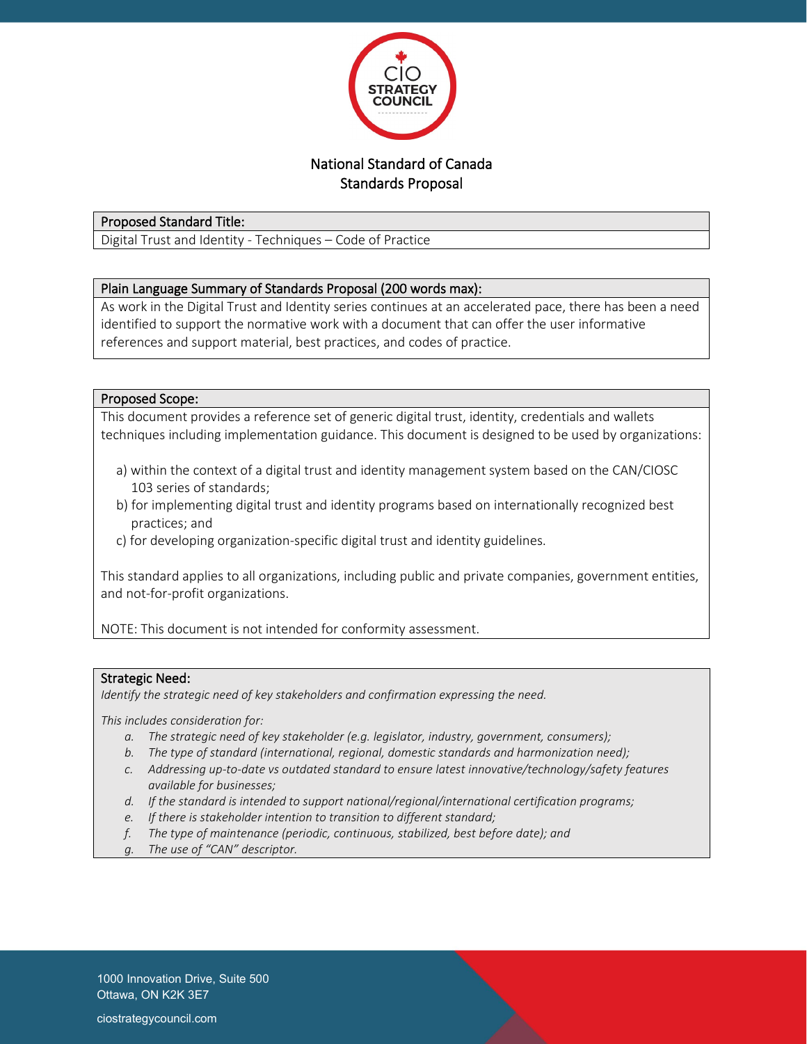# National Standard of Canada
## Standards Proposal

**Proposed Standard Title:**

Digital Trust and Identity - Techniques – Code of Practice

**Plain Language Summary of Standards Proposal (200 words max):**

As work in the Digital Trust and Identity series continues at an accelerated pace, there has been a need identified to support the normative work with a document that can offer the user informative references and support material, best practices, and codes of practice.

**Proposed Scope:**

This document provides a reference set of generic digital trust, identity, credentials and wallets techniques including implementation guidance. This document is designed to be used by organizations:

a) within the context of a digital trust and identity management system based on the CAN/CIOSC 103 series of standards;
b) for implementing digital trust and identity programs based on internationally recognized best practices; and
c) for developing organization-specific digital trust and identity guidelines.

This standard applies to all organizations, including public and private companies, government entities, and not-for-profit organizations.

NOTE: This document is not intended for conformity assessment.

**Strategic Need:**

*Identify the strategic need of key stakeholders and confirmation expressing the need.*

*This includes consideration for:*

*a. The strategic need of key stakeholder (e.g. legislator, industry, government, consumers);*
*b. The type of standard (international, regional, domestic standards and harmonization need);*
*c. Addressing up-to-date vs outdated standard to ensure latest innovative/technology/safety features available for businesses;*
*d. If the standard is intended to support national/regional/international certification programs;*
*e. If there is stakeholder intention to transition to different standard;*
*f. The type of maintenance (periodic, continuous, stabilized, best before date); and*
*g. The use of "CAN" descriptor.*

1000 Innovation Drive, Suite 500
Ottawa, ON K2K 3E7

ciostrategycouncil.com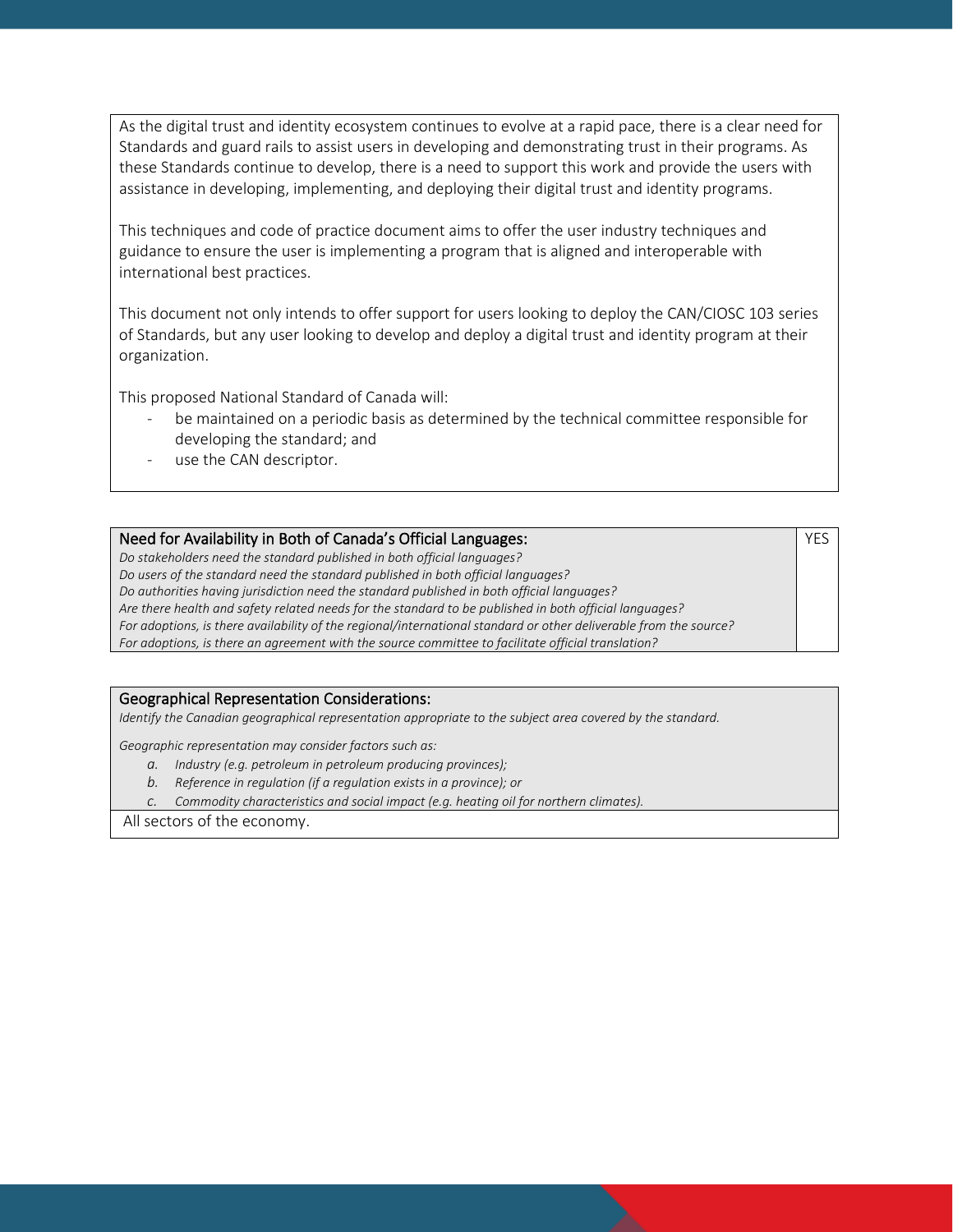As the digital trust and identity ecosystem continues to evolve at a rapid pace, there is a clear need for Standards and guard rails to assist users in developing and demonstrating trust in their programs. As these Standards continue to develop, there is a need to support this work and provide the users with assistance in developing, implementing, and deploying their digital trust and identity programs.

This techniques and code of practice document aims to offer the user industry techniques and guidance to ensure the user is implementing a program that is aligned and interoperable with international best practices.

This document not only intends to offer support for users looking to deploy the CAN/CIOSC 103 series of Standards, but any user looking to develop and deploy a digital trust and identity program at their organization.

This proposed National Standard of Canada will:

- be maintained on a periodic basis as determined by the technical committee responsible for developing the standard; and
- use the CAN descriptor.

| Need for Availability in Both of Canada's Official Languages:<br>*Do stakeholders need the standard published in both official languages?*<br>*Do users of the standard need the standard published in both official languages?*<br>*Do authorities having jurisdiction need the standard published in both official languages?*<br>*Are there health and safety related needs for the standard to be published in both official languages?*<br>*For adoptions, is there availability of the regional/international standard or other deliverable from the source?*<br>*For adoptions, is there an agreement with the source committee to facilitate official translation?* | YES |
|---|---|

| Geographical Representation Considerations:<br>*Identify the Canadian geographical representation appropriate to the subject area covered by the standard.*<br><br>*Geographic representation may consider factors such as:*<br>*a. Industry (e.g. petroleum in petroleum producing provinces);*<br>*b. Reference in regulation (if a regulation exists in a province); or*<br>*c. Commodity characteristics and social impact (e.g. heating oil for northern climates).* |
|---|
| All sectors of the economy. |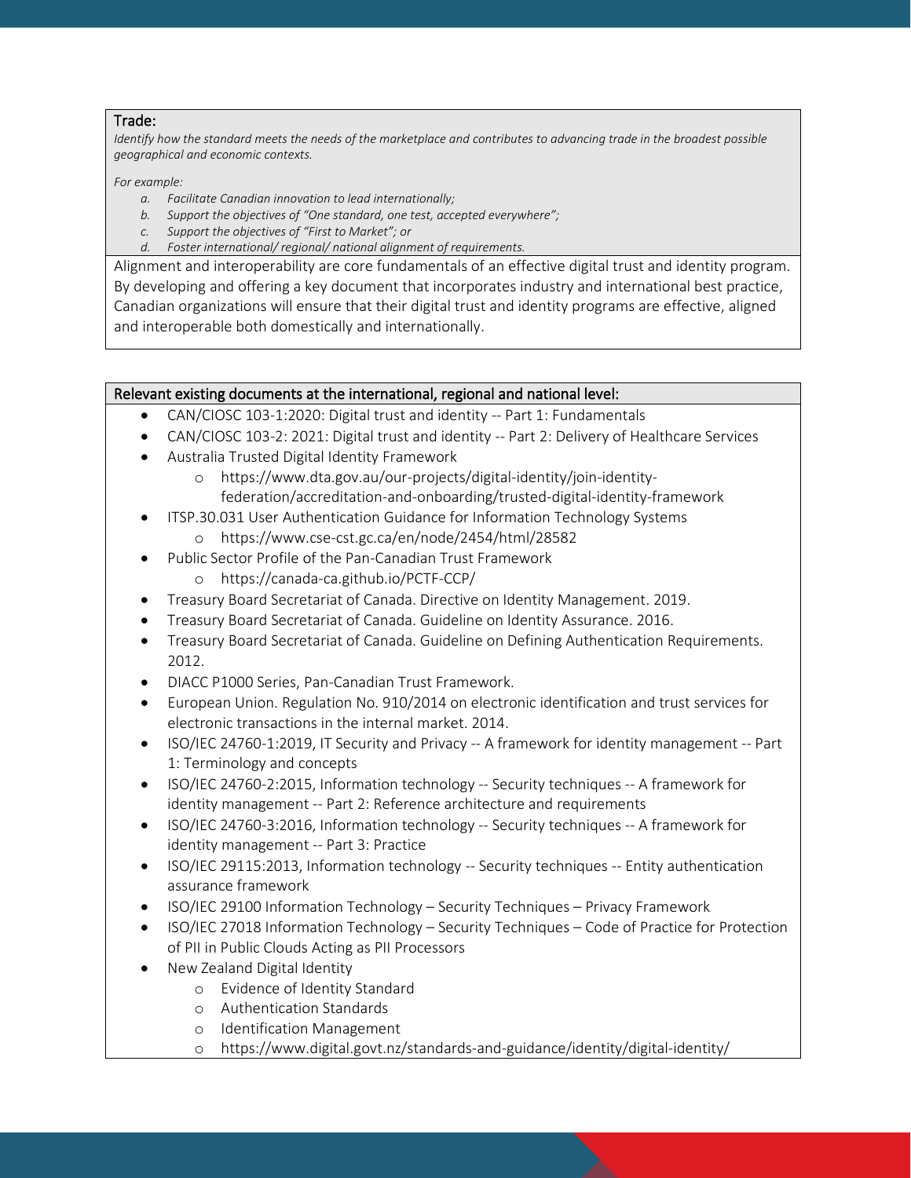**Trade:**

*Identify how the standard meets the needs of the marketplace and contributes to advancing trade in the broadest possible geographical and economic contexts.*

*For example:*

a. *Facilitate Canadian innovation to lead internationally;*
b. *Support the objectives of "One standard, one test, accepted everywhere";*
c. *Support the objectives of "First to Market"; or*
d. *Foster international/ regional/ national alignment of requirements.*

Alignment and interoperability are core fundamentals of an effective digital trust and identity program. By developing and offering a key document that incorporates industry and international best practice, Canadian organizations will ensure that their digital trust and identity programs are effective, aligned and interoperable both domestically and internationally.

**Relevant existing documents at the international, regional and national level:**

- CAN/CIOSC 103-1:2020: Digital trust and identity -- Part 1: Fundamentals
- CAN/CIOSC 103-2: 2021: Digital trust and identity -- Part 2: Delivery of Healthcare Services
- Australia Trusted Digital Identity Framework
  - https://www.dta.gov.au/our-projects/digital-identity/join-identity-federation/accreditation-and-onboarding/trusted-digital-identity-framework
- ITSP.30.031 User Authentication Guidance for Information Technology Systems
  - https://www.cse-cst.gc.ca/en/node/2454/html/28582
- Public Sector Profile of the Pan-Canadian Trust Framework
  - https://canada-ca.github.io/PCTF-CCP/
- Treasury Board Secretariat of Canada. Directive on Identity Management. 2019.
- Treasury Board Secretariat of Canada. Guideline on Identity Assurance. 2016.
- Treasury Board Secretariat of Canada. Guideline on Defining Authentication Requirements. 2012.
- DIACC P1000 Series, Pan-Canadian Trust Framework.
- European Union. Regulation No. 910/2014 on electronic identification and trust services for electronic transactions in the internal market. 2014.
- ISO/IEC 24760-1:2019, IT Security and Privacy -- A framework for identity management -- Part 1: Terminology and concepts
- ISO/IEC 24760-2:2015, Information technology -- Security techniques -- A framework for identity management -- Part 2: Reference architecture and requirements
- ISO/IEC 24760-3:2016, Information technology -- Security techniques -- A framework for identity management -- Part 3: Practice
- ISO/IEC 29115:2013, Information technology -- Security techniques -- Entity authentication assurance framework
- ISO/IEC 29100 Information Technology – Security Techniques – Privacy Framework
- ISO/IEC 27018 Information Technology – Security Techniques – Code of Practice for Protection of PII in Public Clouds Acting as PII Processors
- New Zealand Digital Identity
  - Evidence of Identity Standard
  - Authentication Standards
  - Identification Management
  - https://www.digital.govt.nz/standards-and-guidance/identity/digital-identity/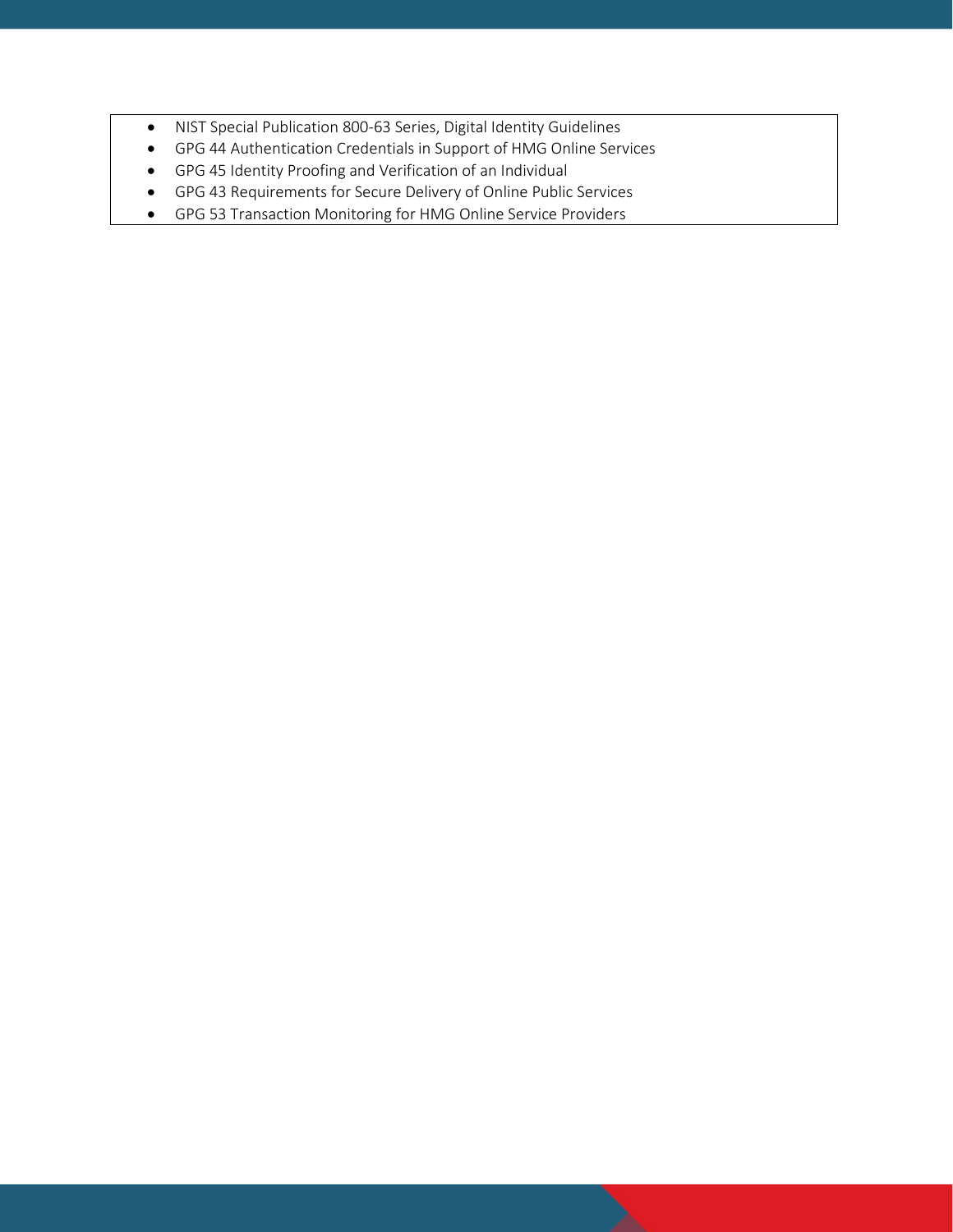- NIST Special Publication 800-63 Series, Digital Identity Guidelines
- GPG 44 Authentication Credentials in Support of HMG Online Services
- GPG 45 Identity Proofing and Verification of an Individual
- GPG 43 Requirements for Secure Delivery of Online Public Services
- GPG 53 Transaction Monitoring for HMG Online Service Providers